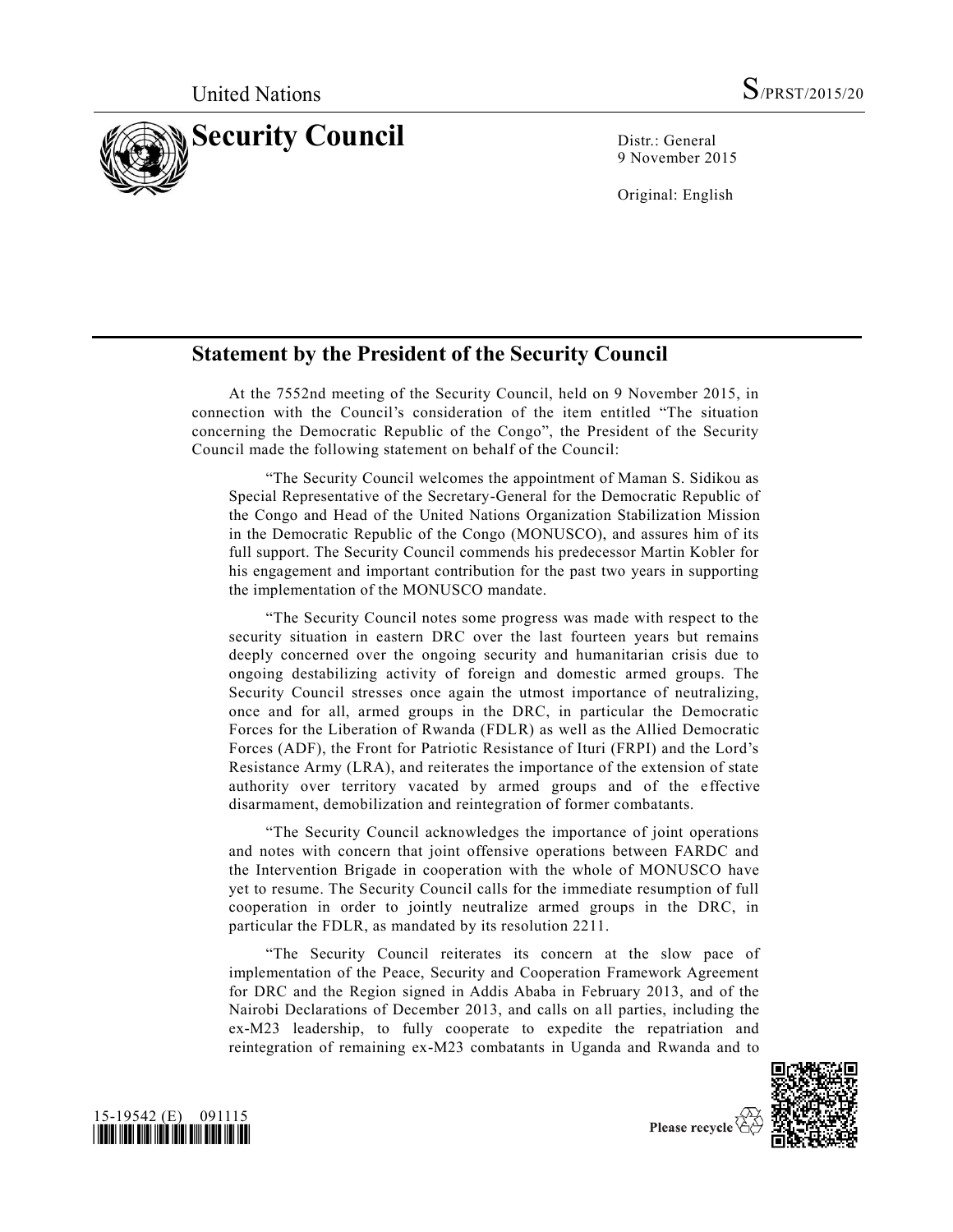United Nations S/PRST/2015/20

# Security Council

Distr.: General
9 November 2015

Original: English

## Statement by the President of the Security Council

At the 7552nd meeting of the Security Council, held on 9 November 2015, in connection with the Council's consideration of the item entitled "The situation concerning the Democratic Republic of the Congo", the President of the Security Council made the following statement on behalf of the Council:

"The Security Council welcomes the appointment of Maman S. Sidikou as Special Representative of the Secretary-General for the Democratic Republic of the Congo and Head of the United Nations Organization Stabilization Mission in the Democratic Republic of the Congo (MONUSCO), and assures him of its full support. The Security Council commends his predecessor Martin Kobler for his engagement and important contribution for the past two years in supporting the implementation of the MONUSCO mandate.

"The Security Council notes some progress was made with respect to the security situation in eastern DRC over the last fourteen years but remains deeply concerned over the ongoing security and humanitarian crisis due to ongoing destabilizing activity of foreign and domestic armed groups. The Security Council stresses once again the utmost importance of neutralizing, once and for all, armed groups in the DRC, in particular the Democratic Forces for the Liberation of Rwanda (FDLR) as well as the Allied Democratic Forces (ADF), the Front for Patriotic Resistance of Ituri (FRPI) and the Lord's Resistance Army (LRA), and reiterates the importance of the extension of state authority over territory vacated by armed groups and of the effective disarmament, demobilization and reintegration of former combatants.

"The Security Council acknowledges the importance of joint operations and notes with concern that joint offensive operations between FARDC and the Intervention Brigade in cooperation with the whole of MONUSCO have yet to resume. The Security Council calls for the immediate resumption of full cooperation in order to jointly neutralize armed groups in the DRC, in particular the FDLR, as mandated by its resolution 2211.

"The Security Council reiterates its concern at the slow pace of implementation of the Peace, Security and Cooperation Framework Agreement for DRC and the Region signed in Addis Ababa in February 2013, and of the Nairobi Declarations of December 2013, and calls on all parties, including the ex-M23 leadership, to fully cooperate to expedite the repatriation and reintegration of remaining ex-M23 combatants in Uganda and Rwanda and to

15-19542 (E) 091115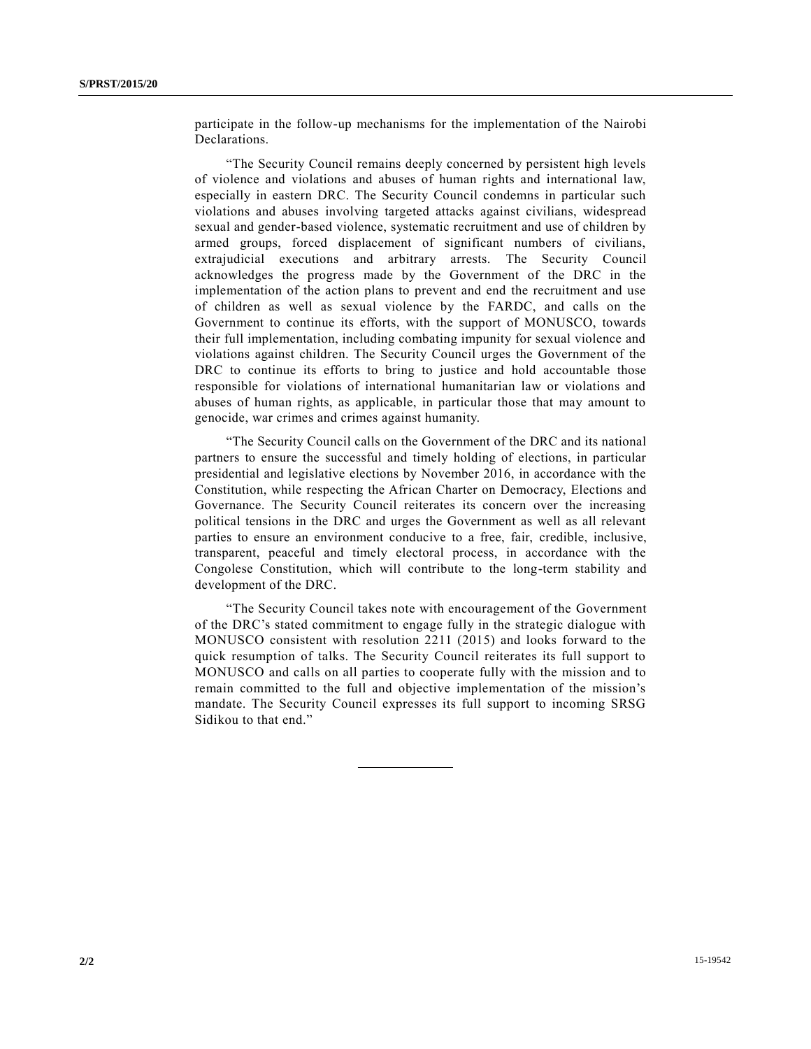participate in the follow-up mechanisms for the implementation of the Nairobi Declarations.

"The Security Council remains deeply concerned by persistent high levels of violence and violations and abuses of human rights and international law, especially in eastern DRC. The Security Council condemns in particular such violations and abuses involving targeted attacks against civilians, widespread sexual and gender-based violence, systematic recruitment and use of children by armed groups, forced displacement of significant numbers of civilians, extrajudicial executions and arbitrary arrests. The Security Council acknowledges the progress made by the Government of the DRC in the implementation of the action plans to prevent and end the recruitment and use of children as well as sexual violence by the FARDC, and calls on the Government to continue its efforts, with the support of MONUSCO, towards their full implementation, including combating impunity for sexual violence and violations against children. The Security Council urges the Government of the DRC to continue its efforts to bring to justice and hold accountable those responsible for violations of international humanitarian law or violations and abuses of human rights, as applicable, in particular those that may amount to genocide, war crimes and crimes against humanity.

"The Security Council calls on the Government of the DRC and its national partners to ensure the successful and timely holding of elections, in particular presidential and legislative elections by November 2016, in accordance with the Constitution, while respecting the African Charter on Democracy, Elections and Governance. The Security Council reiterates its concern over the increasing political tensions in the DRC and urges the Government as well as all relevant parties to ensure an environment conducive to a free, fair, credible, inclusive, transparent, peaceful and timely electoral process, in accordance with the Congolese Constitution, which will contribute to the long-term stability and development of the DRC.

"The Security Council takes note with encouragement of the Government of the DRC's stated commitment to engage fully in the strategic dialogue with MONUSCO consistent with resolution 2211 (2015) and looks forward to the quick resumption of talks. The Security Council reiterates its full support to MONUSCO and calls on all parties to cooperate fully with the mission and to remain committed to the full and objective implementation of the mission's mandate. The Security Council expresses its full support to incoming SRSG Sidikou to that end."